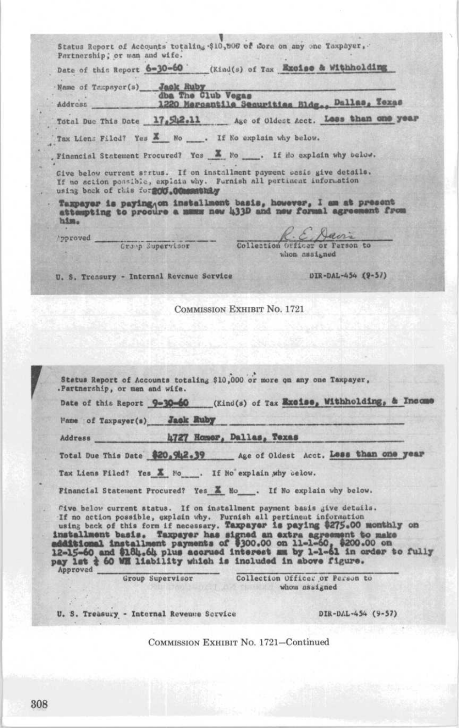Status Report of Accounts totaling $10,000 or more on any one Taxpayer, Partnership, or man and wife.

Date of this Report **6-30-60** (Kind(s) of Tax **Excise & Withholding**

Name of Taxpayer(s) **Jack Ruby**
**dba The Club Vegas**

Address **1220 Mercantile Securities Bldg., Dallas, Texas**

Total Due This Date **17,542.11** Age of Oldest Acct. **Less than one year**

Tax Liens Filed? Yes **X** No ____. If No explain why below.

Financial Statement Procured? Yes **X** No ____. If No explain why below.

Give below current status. If on installment payment basis give details. If no action possible, explain why. Furnish all pertinent information using back of this form **200.00 monthly**

**Taxpayer is paying on installment basis, however, I am at present attempting to procure a ~~xxxx~~ new 433D and new formal agreement from him.**

Approved ____________________ Group Supervisor

R. E. Davis
Collection Officer or Person to whom assigned

U. S. Treasury - Internal Revenue Service DIR-DAL-454 (9-57)

COMMISSION EXHIBIT No. 1721

Status Report of Accounts totaling $10,000 or more on any one Taxpayer, Partnership, or man and wife.

Date of this Report **9-30-60** (Kind(s) of Tax **Excise, Withholding, & Income**

Name of Taxpayer(s) **Jack Ruby**

Address **4727 Homer, Dallas, Texas**

Total Due This Date **$20,942.39** Age of Oldest Acct. **Less than one year**

Tax Liens Filed? Yes **X** No ____. If No explain why below.

Financial Statement Procured? Yes **X** No ____. If No explain why below.

Give below current status. If on installment payment basis give details. If no action possible, explain why. Furnish all pertinent information using back of this form if necessary. **Taxpayer is paying $275.00 monthly on installment basis. Taxpayer has signed an extra agreement to make additional installment payments of $300.00 on 11-1-60, $200.00 on 12-15-60 and $184.64 plus accrued interest ~~xx~~ by 1-1-61 in order to fully pay 1st ½ 60 WH liability which is included in above figure.**

Approved ____________________ Group Supervisor

Collection Officer or Person to whom assigned

U. S. Treasury - Internal Revenue Service DIR-DAL-454 (9-57)

COMMISSION EXHIBIT No. 1721—Continued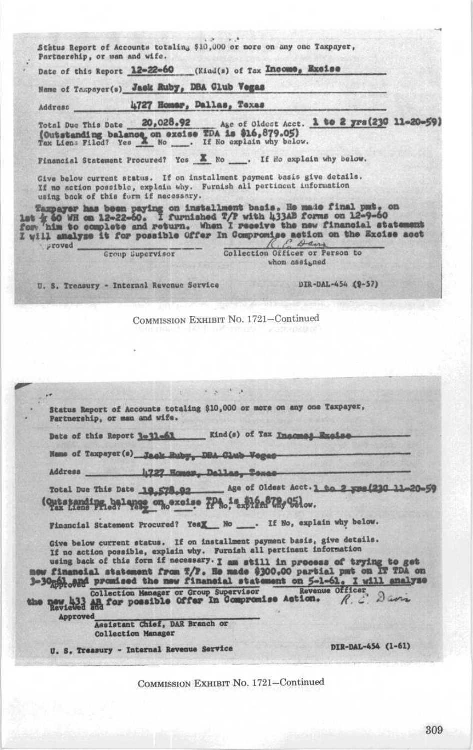Status Report of Accounts totaling $10,000 or more on any one Taxpayer, Partnership, or man and wife.

Date of this Report **12-22-60** (Kind(s) of Tax **Income, Excise**

Name of Taxpayer(s) **Jack Ruby, DBA Club Vegas**

Address **4727 Homer, Dallas, Texas**

Total Due This Date **20,028.92** Age of Oldest Acct. **1 to 2 yrs(230 11-20-59)**
**(Outstanding balance on excise TDA is $16,879.05)**
Tax Liens Filed? Yes **X** No \_\_\_\_. If No explain why below.

Financial Statement Procured? Yes **X** No \_\_\_\_. If No explain why below.

Give below current status. If on installment payment basis give details. If no action possible, explain why. Furnish all pertinent information using back of this form if necessary.

**Taxpayer has been paying on installment basis. He made final pmt. on 1st ¼ 60 WH on 12-22-60. I furnished T/P with 433AB forms on 12-9-60 for him to complete and return. When I receive the new financial statement I will analyse it for possible Offer In Compromise action on the Excise acct**

Approved \_\_\_\_\_\_\_\_\_\_\_\_\_\_\_\_ *R. E. Davis*
Group Supervisor — Collection Officer or Person to whom assigned

U. S. Treasury - Internal Revenue Service — DIR-DAL-454 (9-57)

COMMISSION EXHIBIT No. 1721—Continued

---

Status Report of Accounts totaling $10,000 or more on any one Taxpayer, Partnership, or man and wife.

Date of this Report **3-31-61** Kind(s) of Tax **Income; Excise**

Name of Taxpayer(s) **Jack Ruby, DBA Club Vegas**

Address **4727 Homer, Dallas, Texas**

Total Due This Date **19,578.92** Age of Oldest Acct. **1 to 2 yrs(230 11-20-59**
**(Outstanding balance on excise TDA is $16,879.05)**
Tax Liens Filed? Yes**X** No \_\_\_\_. If No, explain why below.

Financial Statement Procured? Yes**X** No \_\_\_\_. If No, explain why below.

Give below current status. If on installment payment basis, give details. If no action possible, explain why. Furnish all pertinent information using back of this form if necessary. **I am still in process of trying to get new financial statement from T/P. He made $300.00 partial pmt on IT TDA on 3-30-61 and promised the new financial statement on 5-1-61. I will analyse the new 433 AB for possible Offer In Compromise Action.**

Approved
Reviewed and \_\_\_\_\_\_\_\_\_\_\_\_\_\_\_\_ *R. E. Davis*
Collection Manager or Group Supervisor — Revenue Officer

Approved \_\_\_\_\_\_\_\_\_\_\_\_\_\_\_\_
Assistant Chief, DAR Branch or Collection Manager

U. S. Treasury - Internal Revenue Service — DIR-DAL-454 (1-61)

COMMISSION EXHIBIT No. 1721—Continued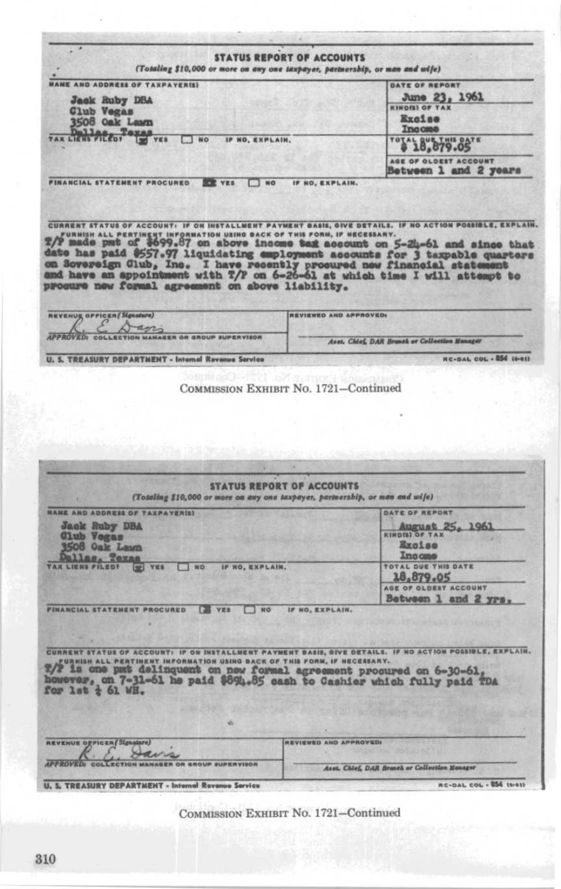## STATUS REPORT OF ACCOUNTS

*(Totaling $10,000 or more on any one taxpayer, partnership, or man and wife)*

| NAME AND ADDRESS OF TAXPAYER(S) | DATE OF REPORT |
|---|---|
| Jack Ruby DBA<br>Club Vegas<br>3508 Oak Lawn<br>Dallas, Texas | June 23, 1961 |
| | KIND(S) OF TAX<br>Excise<br>Income |
| TAX LIENS FILED? [X] YES [ ] NO IF NO, EXPLAIN. | TOTAL DUE THIS DATE<br>$ 18,879.05 |
| | AGE OF OLDEST ACCOUNT<br>Between 1 and 2 years |
| FINANCIAL STATEMENT PROCURED [X] YES [ ] NO IF NO, EXPLAIN. | |

CURRENT STATUS OF ACCOUNT: IF ON INSTALLMENT PAYMENT BASIS, GIVE DETAILS. IF NO ACTION POSSIBLE, EXPLAIN. FURNISH ALL PERTINENT INFORMATION USING BACK OF THIS FORM, IF NECESSARY.

T/P made pmt of $699.87 on above income tax account on 5-24-61 and since that date has paid $557.97 liquidating employment accounts for 3 taxpable quarters on Sovereign Club, Inc. I have recently procured new financial statement and have an appointment with T/P on 6-26-61 at which time I will attempt to procure new formal agreement on above liability.

| REVENUE OFFICER (Signature) | REVIEWED AND APPROVED: |
|---|---|
| R. E. Davis | |
| APPROVED: COLLECTION MANAGER OR GROUP SUPERVISOR | Asst. Chief, DAR Branch or Collection Manager |

U. S. TREASURY DEPARTMENT - Internal Revenue Service RC-DAL COL - 854 (6-61)

COMMISSION EXHIBIT No. 1721—Continued

## STATUS REPORT OF ACCOUNTS

*(Totaling $10,000 or more on any one taxpayer, partnership, or man and wife)*

| NAME AND ADDRESS OF TAXPAYER(S) | DATE OF REPORT |
|---|---|
| Jack Ruby DBA<br>Club Vegas<br>3508 Oak Lawn<br>Dallas, Texas | August 25, 1961 |
| | KIND(S) OF TAX<br>Excise<br>Income |
| TAX LIENS FILED? [X] YES [ ] NO IF NO, EXPLAIN. | TOTAL DUE THIS DATE<br>18,879.05 |
| | AGE OF OLDEST ACCOUNT<br>Between 1 and 2 yrs. |
| FINANCIAL STATEMENT PROCURED [X] YES [ ] NO IF NO, EXPLAIN. | |

CURRENT STATUS OF ACCOUNT: IF ON INSTALLMENT PAYMENT BASIS, GIVE DETAILS. IF NO ACTION POSSIBLE, EXPLAIN. FURNISH ALL PERTINENT INFORMATION USING BACK OF THIS FORM, IF NECESSARY.

T/P is one pmt delinquent on new formal agreement procured on 6-30-61, however, on 7-31-61 he paid $894.85 cash to Cashier which fully paid TDA for 1st ¼ 61 WH.

| REVENUE OFFICER (Signature) | REVIEWED AND APPROVED: |
|---|---|
| R. E. Davis | |
| APPROVED: COLLECTION MANAGER OR GROUP SUPERVISOR | Asst. Chief, DAR Branch or Collection Manager |

U. S. TREASURY DEPARTMENT - Internal Revenue Service RC-DAL COL - 854 (6-61)

COMMISSION EXHIBIT No. 1721—Continued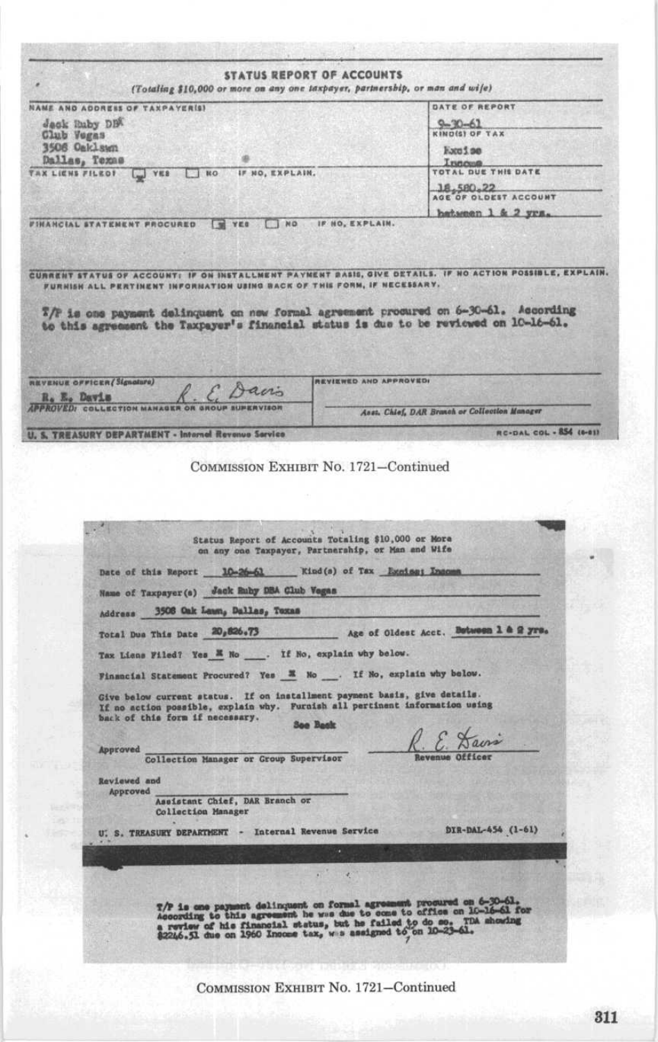## STATUS REPORT OF ACCOUNTS

*(Totaling $10,000 or more on any one taxpayer, partnership, or man and wife)*

**NAME AND ADDRESS OF TAXPAYER(S)**

Jack Ruby DBA
Club Vegas
3508 Oaklawn
Dallas, Texas

**DATE OF REPORT** 9-30-61

**KIND(S) OF TAX** Excise Income

**TOTAL DUE THIS DATE** 18,580.22

**AGE OF OLDEST ACCOUNT** between 1 & 2 yrs.

**TAX LIENS FILED?** [X] YES [ ] NO IF NO, EXPLAIN.

**FINANCIAL STATEMENT PROCURED** [X] YES [ ] NO IF NO, EXPLAIN.

**CURRENT STATUS OF ACCOUNT: IF ON INSTALLMENT PAYMENT BASIS, GIVE DETAILS. IF NO ACTION POSSIBLE, EXPLAIN. FURNISH ALL PERTINENT INFORMATION USING BACK OF THIS FORM, IF NECESSARY.**

T/P is one payment delinquent on new formal agreement procured on 6-30-61. According to this agreement the Taxpayer's financial status is due to be reviewed on 10-16-61.

**REVENUE OFFICER (Signature)** R. E. Davis — R. E. Davis

**REVIEWED AND APPROVED:**

**APPROVED: COLLECTION MANAGER OR GROUP SUPERVISOR**

Asst. Chief, DAR Branch or Collection Manager

U. S. TREASURY DEPARTMENT - Internal Revenue Service RC-DAL COL - 854 (6-61)

COMMISSION EXHIBIT No. 1721—Continued

---

Status Report of Accounts Totaling $10,000 or More on any one Taxpayer, Partnership, or Man and Wife

Date of this Report 10-26-61 Kind(s) of Tax Excise; Income

Name of Taxpayer(s) Jack Ruby DBA Club Vegas

Address 3508 Oak Lawn, Dallas, Texas

Total Due This Date 20,826.73 Age of Oldest Acct. Between 1 & 2 yrs.

Tax Liens Filed? Yes X No ___. If No, explain why below.

Financial Statement Procured? Yes X No ___. If No, explain why below.

Give below current status. If on installment payment basis, give details. If no action possible, explain why. Furnish all pertinent information using back of this form if necessary.

See Back

Approved ______________________ Collection Manager or Group Supervisor

R. E. Davis
Revenue Officer

Reviewed and Approved ______________________ Assistant Chief, DAR Branch or Collection Manager

U. S. TREASURY DEPARTMENT - Internal Revenue Service DIR-DAL-454 (1-61)

T/P is one payment delinquent on formal agreement procured on 6-30-61. According to this agreement he was due to come to office on 10-16-61 for a review of his financial status, but he failed to do so. TDA showing $2246.51 due on 1960 Income tax, was assigned to on 10-23-61.

COMMISSION EXHIBIT No. 1721—Continued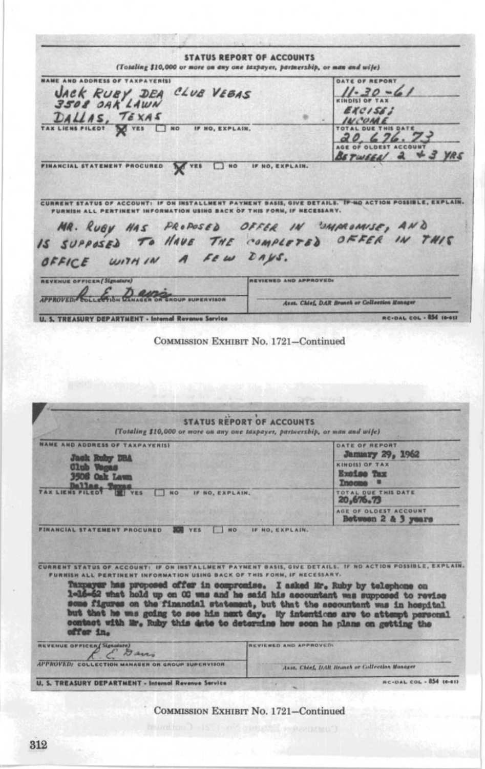## STATUS REPORT OF ACCOUNTS

(Totaling $10,000 or more on any one taxpayer, partnership, or man and wife)

**NAME AND ADDRESS OF TAXPAYER(S)**

JACK RUBY DBA CLUB VEGAS
3508 OAK LAWN
DALLAS, TEXAS

**DATE OF REPORT:** 11-30-61

**KIND(S) OF TAX:** EXCISE; INCOME

**TOTAL DUE THIS DATE:** 20,676.73

**AGE OF OLDEST ACCOUNT:** BETWEEN 2 + 3 YRS

**TAX LIENS FILED?** ☒ YES ☐ NO IF NO, EXPLAIN.

**FINANCIAL STATEMENT PROCURED** ☒ YES ☐ NO IF NO, EXPLAIN.

**CURRENT STATUS OF ACCOUNT:** IF ON INSTALLMENT PAYMENT BASIS, GIVE DETAILS. IF NO ACTION POSSIBLE, EXPLAIN. FURNISH ALL PERTINENT INFORMATION USING BACK OF THIS FORM, IF NECESSARY.

MR. RUBY HAS PROPOSED OFFER IN COMPROMISE, AND IS SUPPOSED TO HAVE THE COMPLETED OFFER IN THIS OFFICE WITHIN A FEW DAYS.

**REVENUE OFFICER (Signature)** R. E. Davis

**APPROVED:** COLLECTION MANAGER OR GROUP SUPERVISOR

**REVIEWED AND APPROVED:** Asst. Chief, DAR Branch or Collection Manager

U. S. TREASURY DEPARTMENT - Internal Revenue Service RC-DAL COL - 854 (6-61)

COMMISSION EXHIBIT No. 1721—Continued

## STATUS REPORT OF ACCOUNTS

(Totaling $10,000 or more on any one taxpayer, partnership, or man and wife)

**NAME AND ADDRESS OF TAXPAYER(S)**

Jack Ruby DBA
Club Vegas
3508 Oak Lawn
Dallas, Texas

**DATE OF REPORT:** January 29, 1962

**KIND(S) OF TAX:** Excise Tax; Income "

**TOTAL DUE THIS DATE:** 20,676.73

**AGE OF OLDEST ACCOUNT:** Between 2 & 3 years

**TAX LIENS FILED?** ☒ YES ☐ NO IF NO, EXPLAIN.

**FINANCIAL STATEMENT PROCURED** ☒ YES ☐ NO IF NO, EXPLAIN.

**CURRENT STATUS OF ACCOUNT:** IF ON INSTALLMENT PAYMENT BASIS, GIVE DETAILS. IF NO ACTION POSSIBLE, EXPLAIN. FURNISH ALL PERTINENT INFORMATION USING BACK OF THIS FORM, IF NECESSARY.

Taxpayer has proposed offer in compromise. I asked Mr. Ruby by telephone on 1-16-62 what hold up on OC was and he said his accountant was supposed to revise some figures on the financial statement, but that the accountant was in hospital but that he was going to see him next day. My intentions are to attempt personal contact with Mr. Ruby this date to determine how soon he plans on getting the offer in.

**REVENUE OFFICER (Signature)** R. E. Davis

**APPROVED:** COLLECTION MANAGER OR GROUP SUPERVISOR

**REVIEWED AND APPROVED:** Asst. Chief, DAR Branch or Collection Manager

U. S. TREASURY DEPARTMENT - Internal Revenue Service RC-DAL COL - 854 (6-61)

COMMISSION EXHIBIT No. 1721—Continued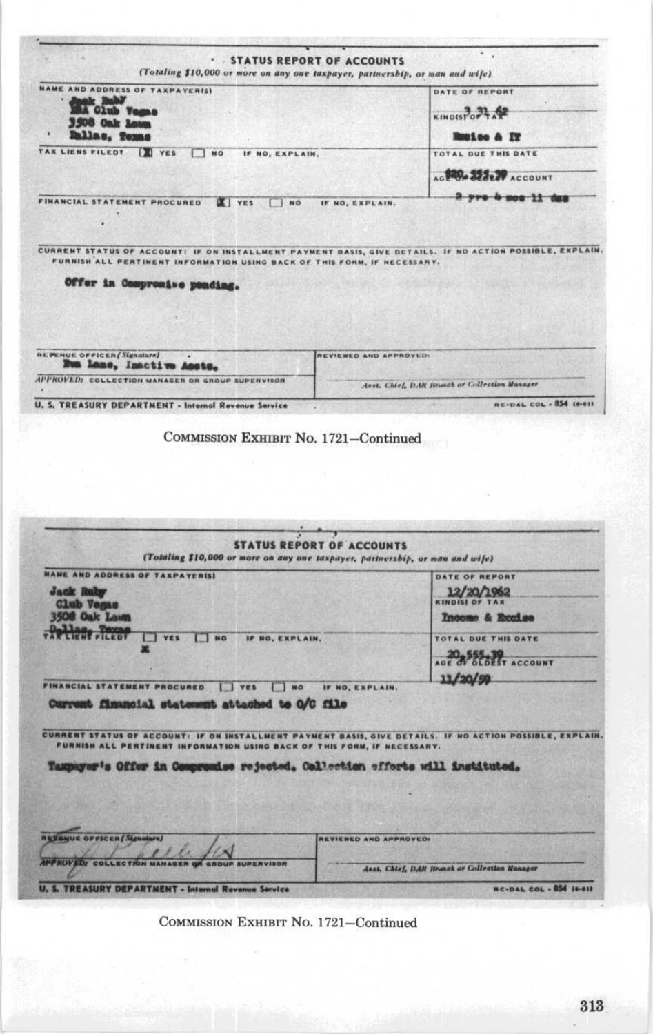**STATUS REPORT OF ACCOUNTS**

*(Totaling $10,000 or more on any one taxpayer, partnership, or man and wife)*

| NAME AND ADDRESS OF TAXPAYER(S) | DATE OF REPORT |
|---|---|
| Jack Ruby<br>DBA Club Vegas<br>3508 Oak Lawn<br>Dallas, Texas | 3-31-62 |
| | KIND(S) OF TAX<br>Excise & IT |
| TAX LIENS FILED? [X] YES [ ] NO IF NO, EXPLAIN. | TOTAL DUE THIS DATE<br>$20,555.39 |
| | AGE OF OLDEST ACCOUNT<br>2 yrs 4 mos 11 das |
| FINANCIAL STATEMENT PROCURED [X] YES [ ] NO IF NO, EXPLAIN. | |

CURRENT STATUS OF ACCOUNT: IF ON INSTALLMENT PAYMENT BASIS, GIVE DETAILS. IF NO ACTION POSSIBLE, EXPLAIN. FURNISH ALL PERTINENT INFORMATION USING BACK OF THIS FORM, IF NECESSARY.

Offer in Compromise pending.

| REVENUE OFFICER (Signature) | REVIEWED AND APPROVED: |
|---|---|
| Bea Lane, Inactive Accts. | |
| APPROVED: COLLECTION MANAGER OR GROUP SUPERVISOR | Asst. Chief, DAR Branch or Collection Manager |

U. S. TREASURY DEPARTMENT - Internal Revenue Service — RC-DAL COL - 854 (6-61)

COMMISSION EXHIBIT No. 1721—Continued

**STATUS REPORT OF ACCOUNTS**

*(Totaling $10,000 or more on any one taxpayer, partnership, or man and wife)*

| NAME AND ADDRESS OF TAXPAYER(S) | DATE OF REPORT |
|---|---|
| Jack Ruby<br>Club Vegas<br>3508 Oak Lawn<br>Dallas, Texas | 12/20/1962 |
| | KIND(S) OF TAX<br>Income & Excise |
| TAX LIENS FILED? [ ] YES [ ] NO IF NO, EXPLAIN.<br>X | TOTAL DUE THIS DATE<br>20,555.39 |
| | AGE OF OLDEST ACCOUNT<br>11/20/59 |
| FINANCIAL STATEMENT PROCURED [ ] YES [ ] NO IF NO, EXPLAIN.<br>Current financial statement attached to O/C file | |

CURRENT STATUS OF ACCOUNT: IF ON INSTALLMENT PAYMENT BASIS, GIVE DETAILS. IF NO ACTION POSSIBLE, EXPLAIN. FURNISH ALL PERTINENT INFORMATION USING BACK OF THIS FORM, IF NECESSARY.

Taxpayer's Offer in Compromise rejected. Collection efforts will instituted.

| REVENUE OFFICER (Signature) | REVIEWED AND APPROVED: |
|---|---|
| [Signature] | |
| APPROVED: COLLECTION MANAGER OR GROUP SUPERVISOR | Asst. Chief, DAR Branch or Collection Manager |

U. S. TREASURY DEPARTMENT - Internal Revenue Service — RC-DAL COL - 854 (6-61)

COMMISSION EXHIBIT No. 1721—Continued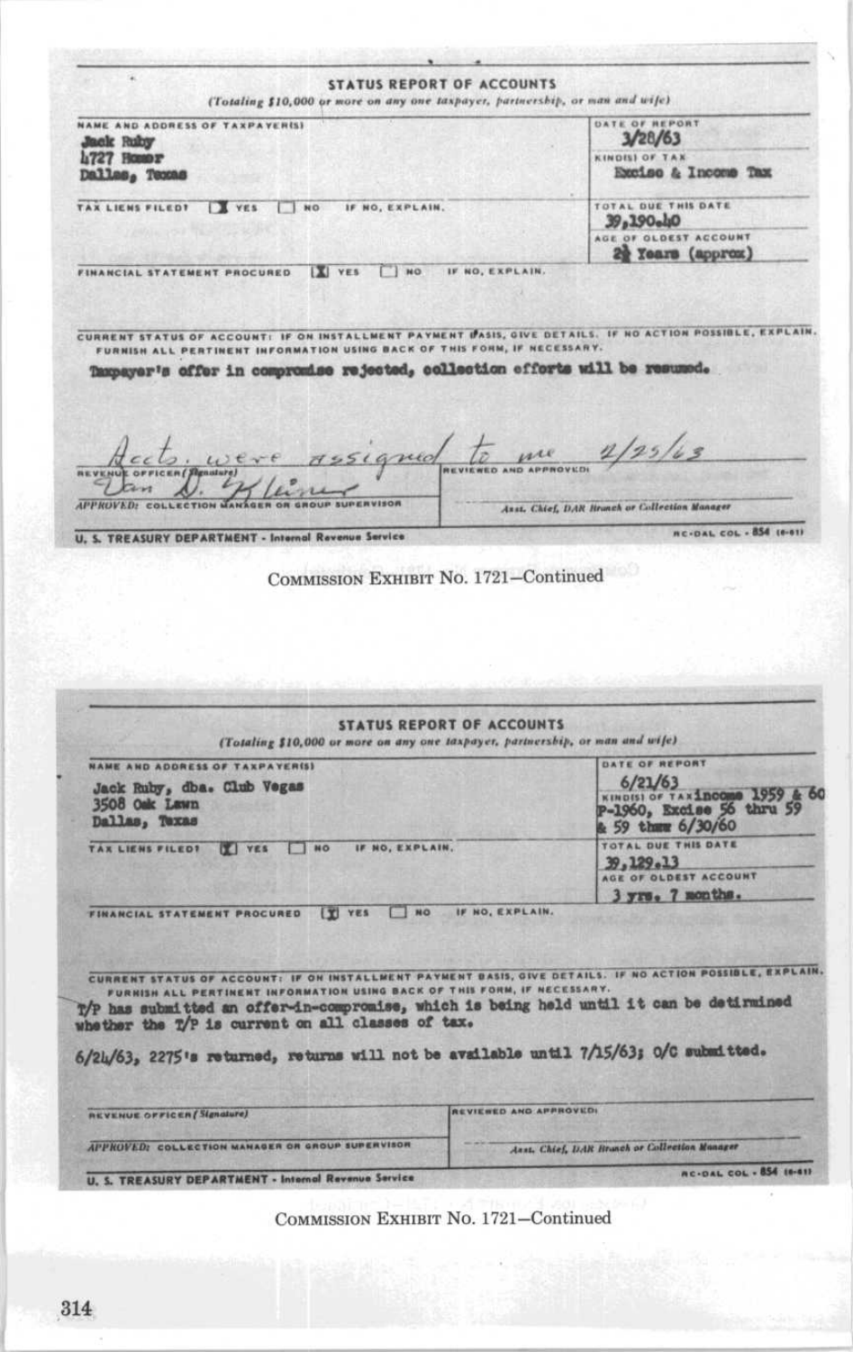## STATUS REPORT OF ACCOUNTS

*(Totaling $10,000 or more on any one taxpayer, partnership, or man and wife)*

| NAME AND ADDRESS OF TAXPAYER(S) | DATE OF REPORT |
|---|---|
| Jack Ruby<br>4727 Homer<br>Dallas, Texas | 3/28/63 |
| | KIND(S) OF TAX<br>Excise & Income Tax |
| TAX LIENS FILED? [X] YES [ ] NO IF NO, EXPLAIN. | TOTAL DUE THIS DATE<br>39,190.40 |
| | AGE OF OLDEST ACCOUNT<br>2½ Years (approx) |
| FINANCIAL STATEMENT PROCURED [X] YES [ ] NO IF NO, EXPLAIN. | |

CURRENT STATUS OF ACCOUNT: IF ON INSTALLMENT PAYMENT BASIS, GIVE DETAILS. IF NO ACTION POSSIBLE, EXPLAIN. FURNISH ALL PERTINENT INFORMATION USING BACK OF THIS FORM, IF NECESSARY.

Taxpayer's offer in compromise rejected, collection efforts will be resumed.

Accts. were assigned to me 2/25/63

| REVENUE OFFICER (Signature) | REVIEWED AND APPROVED: |
|---|---|
| Dan D. Kleiner | |
| APPROVED: COLLECTION MANAGER OR GROUP SUPERVISOR | Asst. Chief, DAR Branch or Collection Manager |

U. S. TREASURY DEPARTMENT - Internal Revenue Service — RC-DAL COL - 854 (6-61)

COMMISSION EXHIBIT No. 1721—Continued

## STATUS REPORT OF ACCOUNTS

*(Totaling $10,000 or more on any one taxpayer, partnership, or man and wife)*

| NAME AND ADDRESS OF TAXPAYER(S) | DATE OF REPORT |
|---|---|
| Jack Ruby, dba. Club Vegas<br>3508 Oak Lawn<br>Dallas, Texas | 6/21/63 |
| | KIND(S) OF TAX income 1959 & 60<br>P-1960, Excise 56 thru 59<br>& 59 thru 6/30/60 |
| TAX LIENS FILED? [X] YES [ ] NO IF NO, EXPLAIN. | TOTAL DUE THIS DATE<br>39,129.13 |
| | AGE OF OLDEST ACCOUNT<br>3 yrs. 7 months. |
| FINANCIAL STATEMENT PROCURED [X] YES [ ] NO IF NO, EXPLAIN. | |

CURRENT STATUS OF ACCOUNT: IF ON INSTALLMENT PAYMENT BASIS, GIVE DETAILS. IF NO ACTION POSSIBLE, EXPLAIN. FURNISH ALL PERTINENT INFORMATION USING BACK OF THIS FORM, IF NECESSARY.

T/P has submitted an offer-in-compromise, which is being held until it can be detirmined whether the T/P is current on all classes of tax.

6/24/63, 2275's returned, returns will not be available until 7/15/63; O/C submitted.

| REVENUE OFFICER (Signature) | REVIEWED AND APPROVED: |
|---|---|
| APPROVED: COLLECTION MANAGER OR GROUP SUPERVISOR | Asst. Chief, DAR Branch or Collection Manager |

U. S. TREASURY DEPARTMENT - Internal Revenue Service — RC-DAL COL - 854 (6-61)

COMMISSION EXHIBIT No. 1721—Continued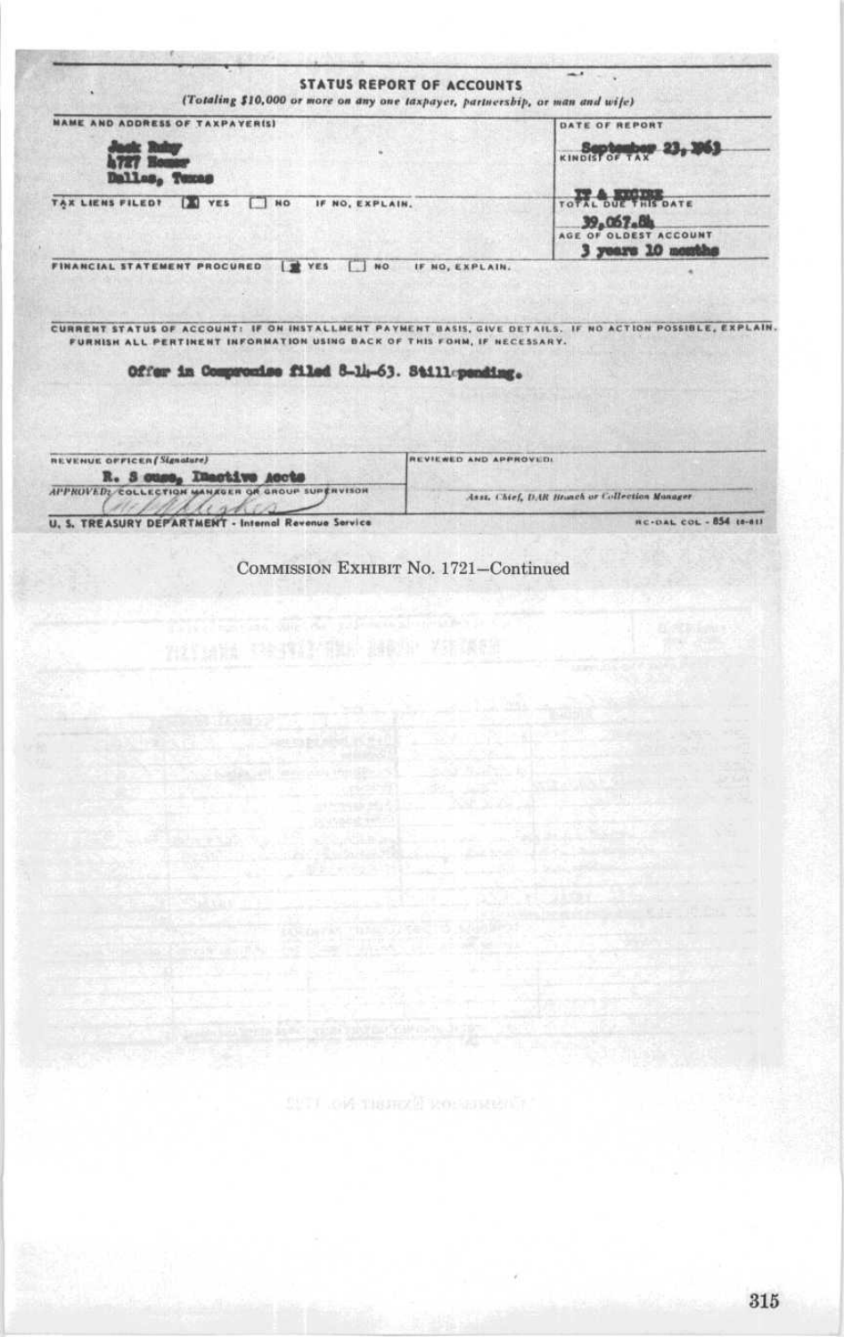## STATUS REPORT OF ACCOUNTS

*(Totaling $10,000 or more on any one taxpayer, partnership, or man and wife)*

**NAME AND ADDRESS OF TAXPAYER(S)**

Jack Ruby
4727 Homer
Dallas, Texas

**DATE OF REPORT**
September 23, 1963

**KIND(S) OF TAX**
FT & EXCISE

**TAX LIENS FILED?** [X] YES [ ] NO IF NO, EXPLAIN.

**TOTAL DUE THIS DATE**
39,067.84

**AGE OF OLDEST ACCOUNT**
3 years 10 months

**FINANCIAL STATEMENT PROCURED** [X] YES [ ] NO IF NO, EXPLAIN.

**CURRENT STATUS OF ACCOUNT:** IF ON INSTALLMENT PAYMENT BASIS, GIVE DETAILS. IF NO ACTION POSSIBLE, EXPLAIN. FURNISH ALL PERTINENT INFORMATION USING BACK OF THIS FORM, IF NECESSARY.

Offer in Compromise filed 8-14-63. Still pending.

**REVENUE OFFICER (Signature)**
R. S ouse, Inactive Accts

**REVIEWED AND APPROVED:**

**APPROVED: COLLECTION MANAGER OR GROUP SUPERVISOR**

*Asst. Chief, DAR Branch or Collection Manager*

U. S. TREASURY DEPARTMENT - Internal Revenue Service RC-DAL COL - 854 (4-61)

COMMISSION EXHIBIT No. 1721—Continued